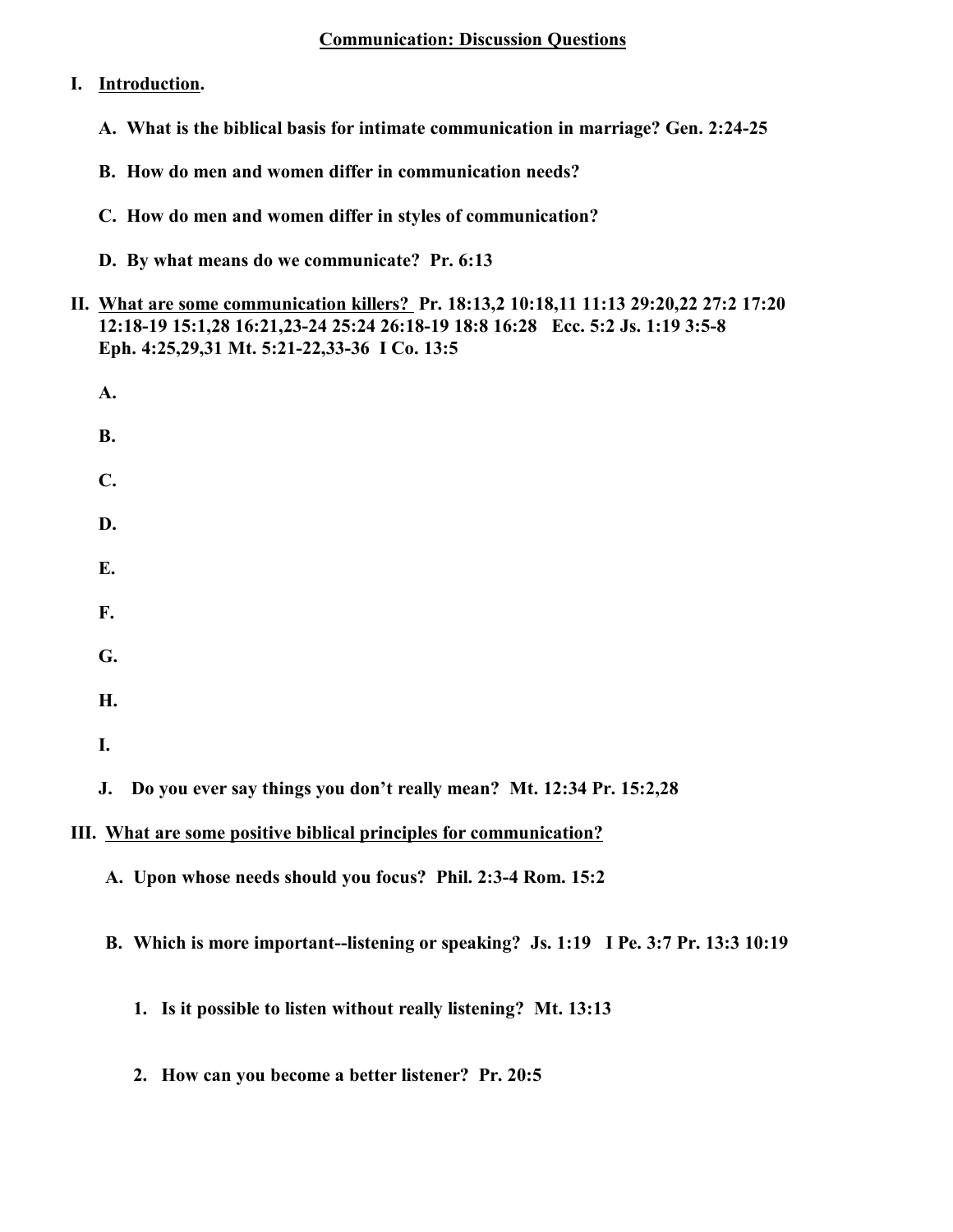# Communication: Discussion Questions

**I. Introduction.**

**A. What is the biblical basis for intimate communication in marriage? Gen. 2:24-25**

**B. How do men and women differ in communication needs?**

**C. How do men and women differ in styles of communication?**

**D. By what means do we communicate? Pr. 6:13**

**II. What are some communication killers? Pr. 18:13,2 10:18,11 11:13 29:20,22 27:2 17:20 12:18-19 15:1,28 16:21,23-24 25:24 26:18-19 18:8 16:28 Ecc. 5:2 Js. 1:19 3:5-8 Eph. 4:25,29,31 Mt. 5:21-22,33-36 I Co. 13:5**

**A.**

**B.**

**C.**

**D.**

**E.**

**F.**

**G.**

**H.**

**I.**

**J. Do you ever say things you don't really mean? Mt. 12:34 Pr. 15:2,28**

**III. What are some positive biblical principles for communication?**

**A. Upon whose needs should you focus? Phil. 2:3-4 Rom. 15:2**

**B. Which is more important--listening or speaking? Js. 1:19 I Pe. 3:7 Pr. 13:3 10:19**

**1. Is it possible to listen without really listening? Mt. 13:13**

**2. How can you become a better listener? Pr. 20:5**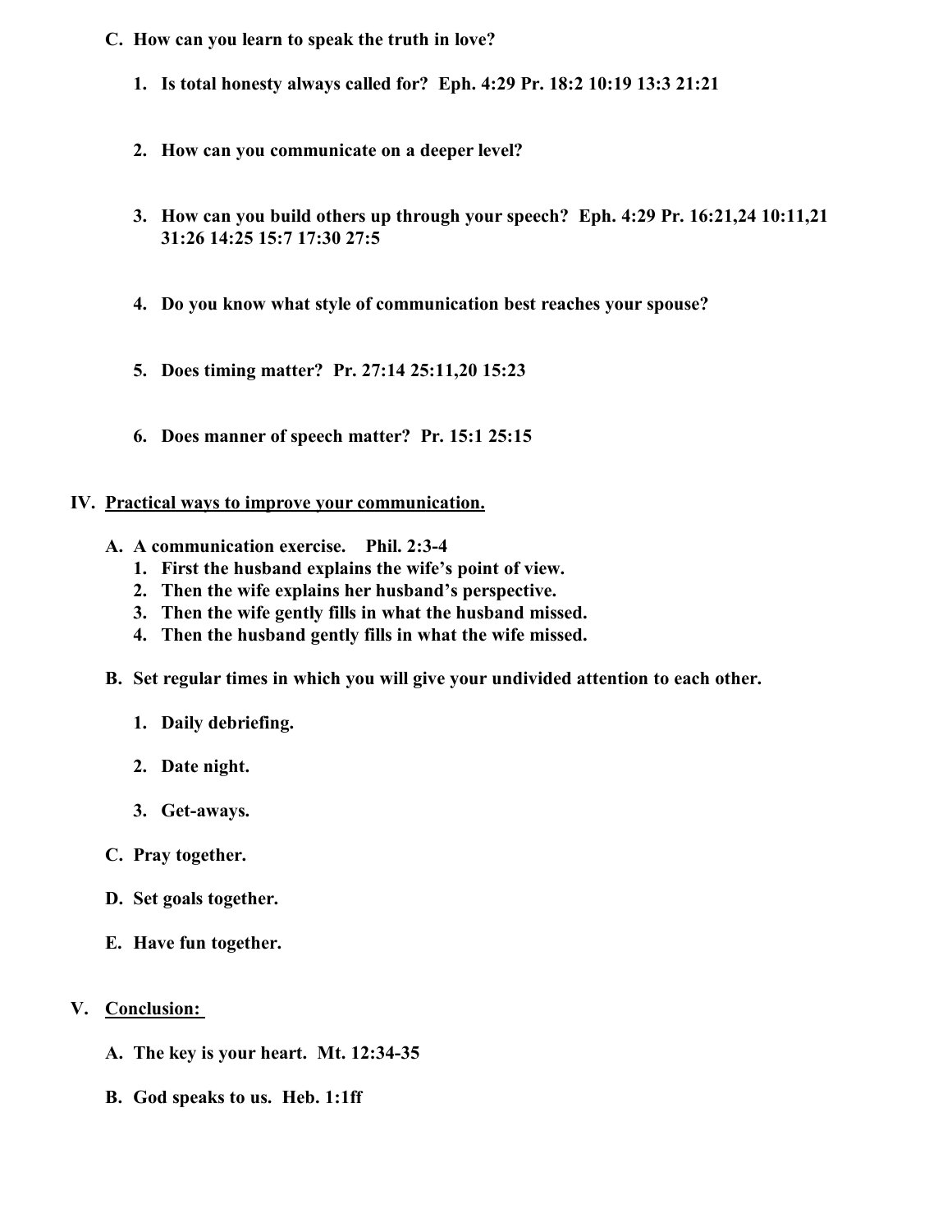**C. How can you learn to speak the truth in love?**

1. **Is total honesty always called for? Eph. 4:29 Pr. 18:2 10:19 13:3 21:21**

2. **How can you communicate on a deeper level?**

3. **How can you build others up through your speech? Eph. 4:29 Pr. 16:21,24 10:11,21 31:26 14:25 15:7 17:30 27:5**

4. **Do you know what style of communication best reaches your spouse?**

5. **Does timing matter? Pr. 27:14 25:11,20 15:23**

6. **Does manner of speech matter? Pr. 15:1 25:15**

## IV. <u>Practical ways to improve your communication.</u>

**A. A communication exercise. Phil. 2:3-4**

1. **First the husband explains the wife's point of view.**
2. **Then the wife explains her husband's perspective.**
3. **Then the wife gently fills in what the husband missed.**
4. **Then the husband gently fills in what the wife missed.**

**B. Set regular times in which you will give your undivided attention to each other.**

1. **Daily debriefing.**

2. **Date night.**

3. **Get-aways.**

**C. Pray together.**

**D. Set goals together.**

**E. Have fun together.**

## V. <u>Conclusion:</u>

**A. The key is your heart. Mt. 12:34-35**

**B. God speaks to us. Heb. 1:1ff**